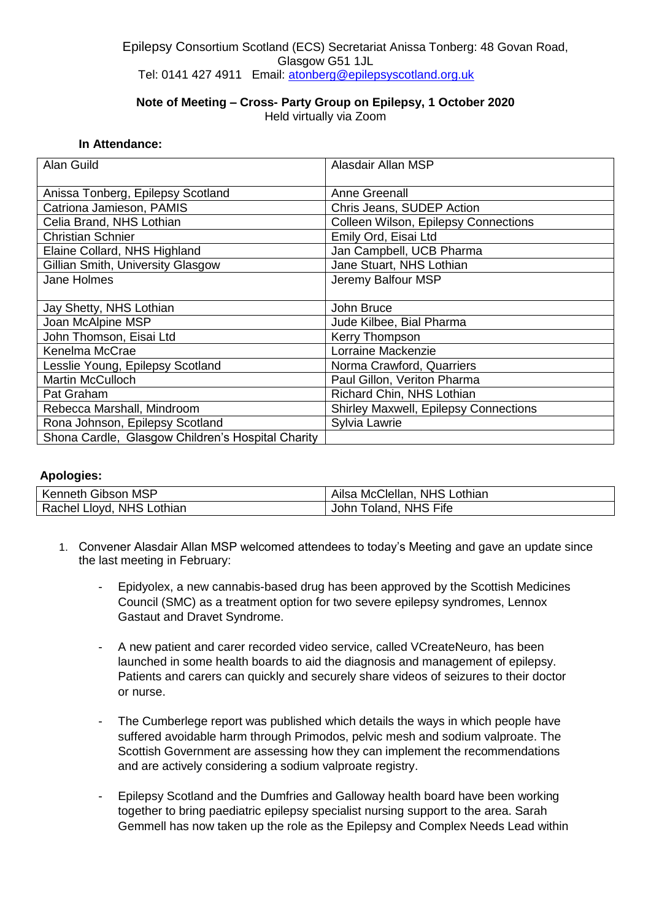Epilepsy Consortium Scotland (ECS) Secretariat Anissa Tonberg: 48 Govan Road, Glasgow G51 1JL
Tel: 0141 427 4911 Email: atonberg@epilepsyscotland.org.uk

**Note of Meeting – Cross- Party Group on Epilepsy, 1 October 2020**
Held virtually via Zoom

**In Attendance:**

| | |
|---|---|
| Alan Guild | Alasdair Allan MSP |
| Anissa Tonberg, Epilepsy Scotland | Anne Greenall |
| Catriona Jamieson, PAMIS | Chris Jeans, SUDEP Action |
| Celia Brand, NHS Lothian | Colleen Wilson, Epilepsy Connections |
| Christian Schnier | Emily Ord, Eisai Ltd |
| Elaine Collard, NHS Highland | Jan Campbell, UCB Pharma |
| Gillian Smith, University Glasgow | Jane Stuart, NHS Lothian |
| Jane Holmes | Jeremy Balfour MSP |
| Jay Shetty, NHS Lothian | John Bruce |
| Joan McAlpine MSP | Jude Kilbee, Bial Pharma |
| John Thomson, Eisai Ltd | Kerry Thompson |
| Kenelma McCrae | Lorraine Mackenzie |
| Lesslie Young, Epilepsy Scotland | Norma Crawford, Quarriers |
| Martin McCulloch | Paul Gillon, Veriton Pharma |
| Pat Graham | Richard Chin, NHS Lothian |
| Rebecca Marshall, Mindroom | Shirley Maxwell, Epilepsy Connections |
| Rona Johnson, Epilepsy Scotland | Sylvia Lawrie |
| Shona Cardle, Glasgow Children's Hospital Charity | |

**Apologies:**

| | |
|---|---|
| Kenneth Gibson MSP | Ailsa McClellan, NHS Lothian |
| Rachel Lloyd, NHS Lothian | John Toland, NHS Fife |

1. Convener Alasdair Allan MSP welcomed attendees to today's Meeting and gave an update since the last meeting in February:

   - Epidyolex, a new cannabis-based drug has been approved by the Scottish Medicines Council (SMC) as a treatment option for two severe epilepsy syndromes, Lennox Gastaut and Dravet Syndrome.

   - A new patient and carer recorded video service, called VCreateNeuro, has been launched in some health boards to aid the diagnosis and management of epilepsy. Patients and carers can quickly and securely share videos of seizures to their doctor or nurse.

   - The Cumberlege report was published which details the ways in which people have suffered avoidable harm through Primodos, pelvic mesh and sodium valproate. The Scottish Government are assessing how they can implement the recommendations and are actively considering a sodium valproate registry.

   - Epilepsy Scotland and the Dumfries and Galloway health board have been working together to bring paediatric epilepsy specialist nursing support to the area. Sarah Gemmell has now taken up the role as the Epilepsy and Complex Needs Lead within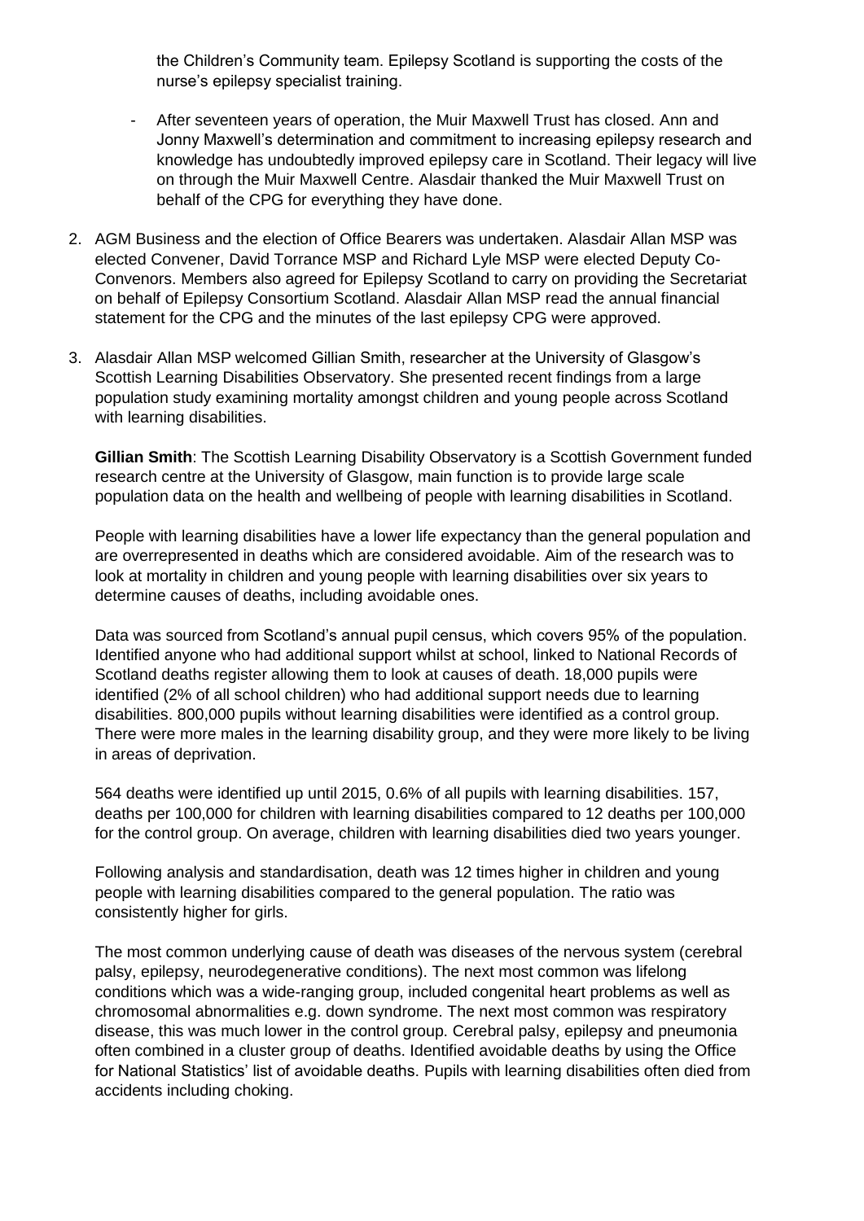the Children's Community team. Epilepsy Scotland is supporting the costs of the nurse's epilepsy specialist training.

- After seventeen years of operation, the Muir Maxwell Trust has closed. Ann and Jonny Maxwell's determination and commitment to increasing epilepsy research and knowledge has undoubtedly improved epilepsy care in Scotland. Their legacy will live on through the Muir Maxwell Centre. Alasdair thanked the Muir Maxwell Trust on behalf of the CPG for everything they have done.

2. AGM Business and the election of Office Bearers was undertaken. Alasdair Allan MSP was elected Convener, David Torrance MSP and Richard Lyle MSP were elected Deputy Co-Convenors. Members also agreed for Epilepsy Scotland to carry on providing the Secretariat on behalf of Epilepsy Consortium Scotland. Alasdair Allan MSP read the annual financial statement for the CPG and the minutes of the last epilepsy CPG were approved.

3. Alasdair Allan MSP welcomed Gillian Smith, researcher at the University of Glasgow's Scottish Learning Disabilities Observatory. She presented recent findings from a large population study examining mortality amongst children and young people across Scotland with learning disabilities.

   **Gillian Smith**: The Scottish Learning Disability Observatory is a Scottish Government funded research centre at the University of Glasgow, main function is to provide large scale population data on the health and wellbeing of people with learning disabilities in Scotland.

   People with learning disabilities have a lower life expectancy than the general population and are overrepresented in deaths which are considered avoidable. Aim of the research was to look at mortality in children and young people with learning disabilities over six years to determine causes of deaths, including avoidable ones.

   Data was sourced from Scotland's annual pupil census, which covers 95% of the population. Identified anyone who had additional support whilst at school, linked to National Records of Scotland deaths register allowing them to look at causes of death. 18,000 pupils were identified (2% of all school children) who had additional support needs due to learning disabilities. 800,000 pupils without learning disabilities were identified as a control group. There were more males in the learning disability group, and they were more likely to be living in areas of deprivation.

   564 deaths were identified up until 2015, 0.6% of all pupils with learning disabilities. 157, deaths per 100,000 for children with learning disabilities compared to 12 deaths per 100,000 for the control group. On average, children with learning disabilities died two years younger.

   Following analysis and standardisation, death was 12 times higher in children and young people with learning disabilities compared to the general population. The ratio was consistently higher for girls.

   The most common underlying cause of death was diseases of the nervous system (cerebral palsy, epilepsy, neurodegenerative conditions). The next most common was lifelong conditions which was a wide-ranging group, included congenital heart problems as well as chromosomal abnormalities e.g. down syndrome. The next most common was respiratory disease, this was much lower in the control group. Cerebral palsy, epilepsy and pneumonia often combined in a cluster group of deaths. Identified avoidable deaths by using the Office for National Statistics' list of avoidable deaths. Pupils with learning disabilities often died from accidents including choking.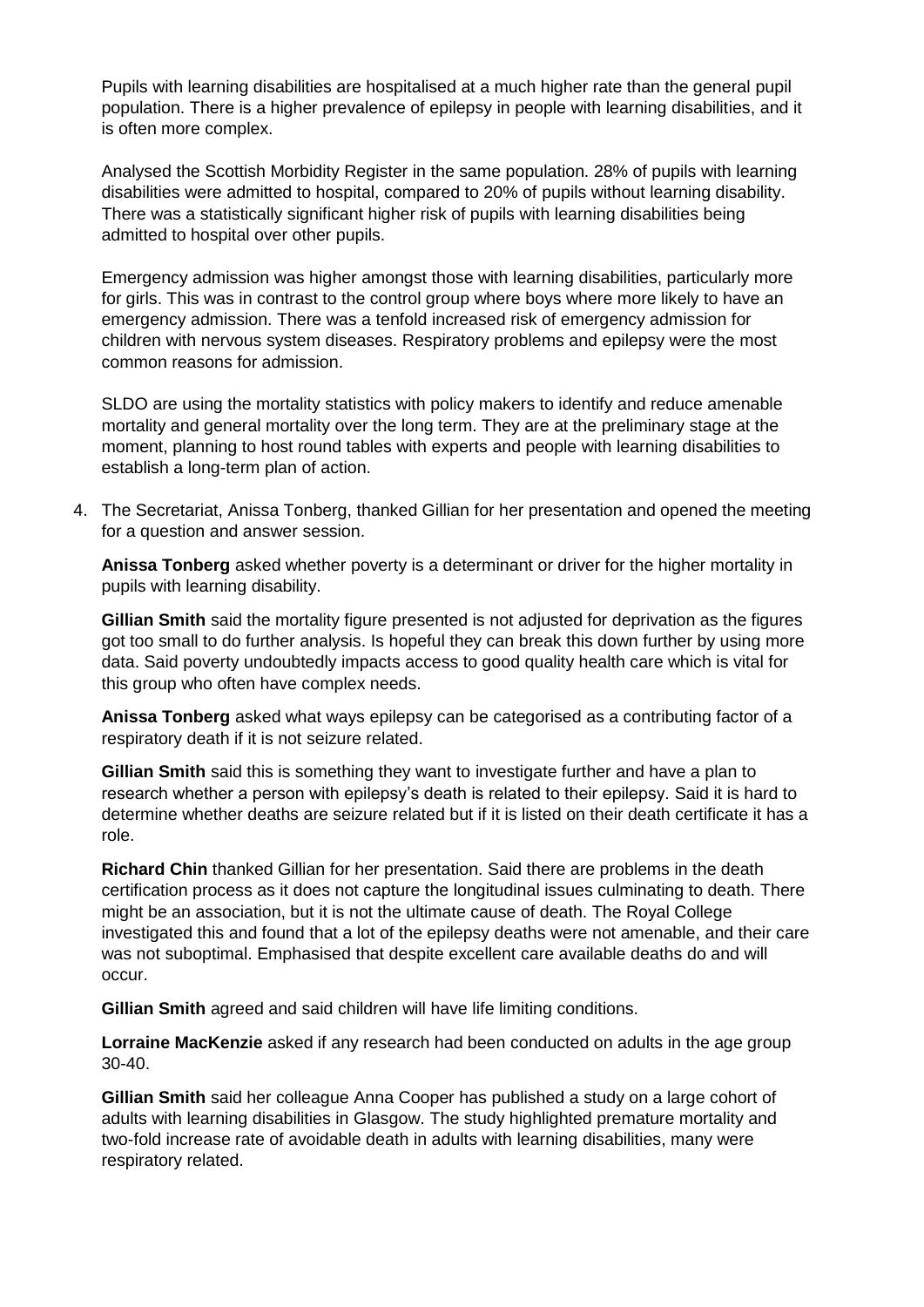Pupils with learning disabilities are hospitalised at a much higher rate than the general pupil population. There is a higher prevalence of epilepsy in people with learning disabilities, and it is often more complex.

Analysed the Scottish Morbidity Register in the same population. 28% of pupils with learning disabilities were admitted to hospital, compared to 20% of pupils without learning disability. There was a statistically significant higher risk of pupils with learning disabilities being admitted to hospital over other pupils.

Emergency admission was higher amongst those with learning disabilities, particularly more for girls. This was in contrast to the control group where boys where more likely to have an emergency admission. There was a tenfold increased risk of emergency admission for children with nervous system diseases. Respiratory problems and epilepsy were the most common reasons for admission.

SLDO are using the mortality statistics with policy makers to identify and reduce amenable mortality and general mortality over the long term. They are at the preliminary stage at the moment, planning to host round tables with experts and people with learning disabilities to establish a long-term plan of action.

4. The Secretariat, Anissa Tonberg, thanked Gillian for her presentation and opened the meeting for a question and answer session.

   **Anissa Tonberg** asked whether poverty is a determinant or driver for the higher mortality in pupils with learning disability.

   **Gillian Smith** said the mortality figure presented is not adjusted for deprivation as the figures got too small to do further analysis. Is hopeful they can break this down further by using more data. Said poverty undoubtedly impacts access to good quality health care which is vital for this group who often have complex needs.

   **Anissa Tonberg** asked what ways epilepsy can be categorised as a contributing factor of a respiratory death if it is not seizure related.

   **Gillian Smith** said this is something they want to investigate further and have a plan to research whether a person with epilepsy's death is related to their epilepsy. Said it is hard to determine whether deaths are seizure related but if it is listed on their death certificate it has a role.

   **Richard Chin** thanked Gillian for her presentation. Said there are problems in the death certification process as it does not capture the longitudinal issues culminating to death. There might be an association, but it is not the ultimate cause of death. The Royal College investigated this and found that a lot of the epilepsy deaths were not amenable, and their care was not suboptimal. Emphasised that despite excellent care available deaths do and will occur.

   **Gillian Smith** agreed and said children will have life limiting conditions.

   **Lorraine MacKenzie** asked if any research had been conducted on adults in the age group 30-40.

   **Gillian Smith** said her colleague Anna Cooper has published a study on a large cohort of adults with learning disabilities in Glasgow. The study highlighted premature mortality and two-fold increase rate of avoidable death in adults with learning disabilities, many were respiratory related.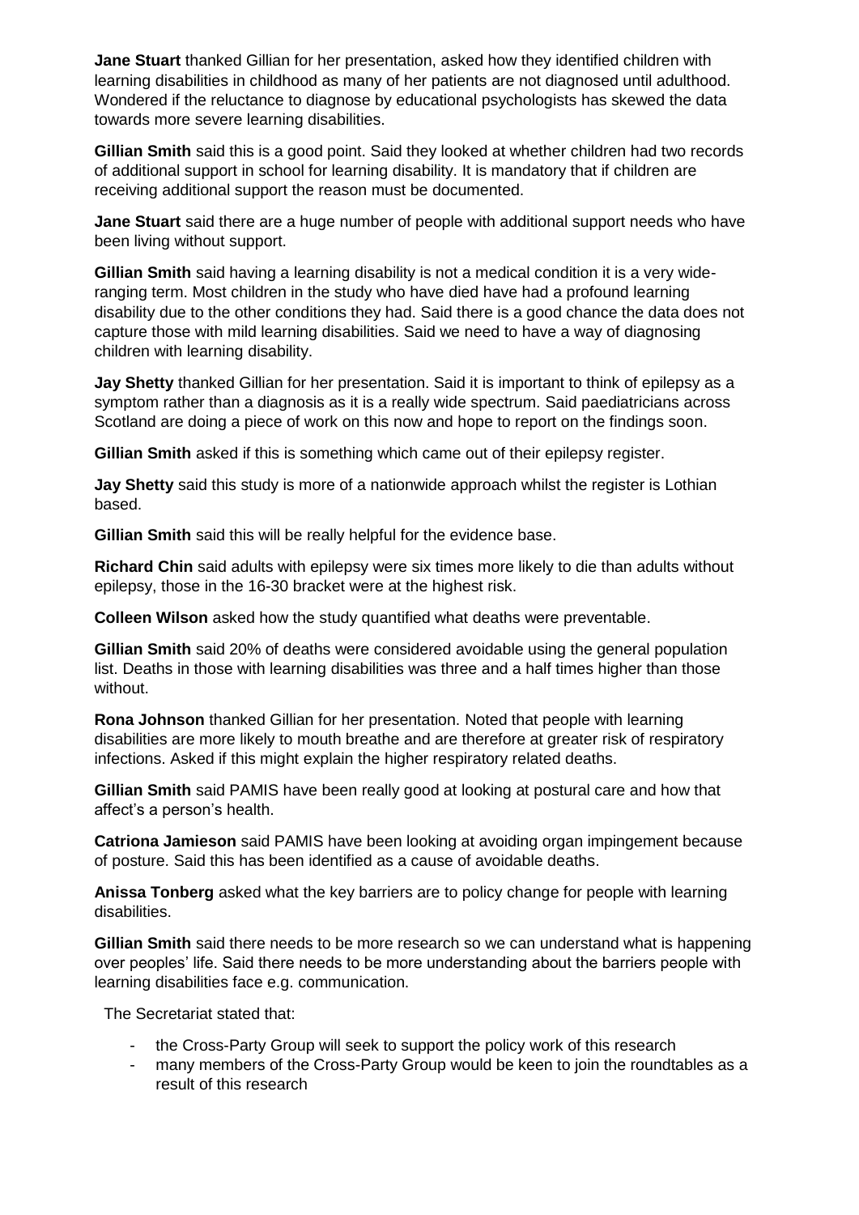**Jane Stuart** thanked Gillian for her presentation, asked how they identified children with learning disabilities in childhood as many of her patients are not diagnosed until adulthood. Wondered if the reluctance to diagnose by educational psychologists has skewed the data towards more severe learning disabilities.

**Gillian Smith** said this is a good point. Said they looked at whether children had two records of additional support in school for learning disability. It is mandatory that if children are receiving additional support the reason must be documented.

**Jane Stuart** said there are a huge number of people with additional support needs who have been living without support.

**Gillian Smith** said having a learning disability is not a medical condition it is a very wide-ranging term. Most children in the study who have died have had a profound learning disability due to the other conditions they had. Said there is a good chance the data does not capture those with mild learning disabilities. Said we need to have a way of diagnosing children with learning disability.

**Jay Shetty** thanked Gillian for her presentation. Said it is important to think of epilepsy as a symptom rather than a diagnosis as it is a really wide spectrum. Said paediatricians across Scotland are doing a piece of work on this now and hope to report on the findings soon.

**Gillian Smith** asked if this is something which came out of their epilepsy register.

**Jay Shetty** said this study is more of a nationwide approach whilst the register is Lothian based.

**Gillian Smith** said this will be really helpful for the evidence base.

**Richard Chin** said adults with epilepsy were six times more likely to die than adults without epilepsy, those in the 16-30 bracket were at the highest risk.

**Colleen Wilson** asked how the study quantified what deaths were preventable.

**Gillian Smith** said 20% of deaths were considered avoidable using the general population list. Deaths in those with learning disabilities was three and a half times higher than those without.

**Rona Johnson** thanked Gillian for her presentation. Noted that people with learning disabilities are more likely to mouth breathe and are therefore at greater risk of respiratory infections. Asked if this might explain the higher respiratory related deaths.

**Gillian Smith** said PAMIS have been really good at looking at postural care and how that affect's a person's health.

**Catriona Jamieson** said PAMIS have been looking at avoiding organ impingement because of posture. Said this has been identified as a cause of avoidable deaths.

**Anissa Tonberg** asked what the key barriers are to policy change for people with learning disabilities.

**Gillian Smith** said there needs to be more research so we can understand what is happening over peoples' life. Said there needs to be more understanding about the barriers people with learning disabilities face e.g. communication.

The Secretariat stated that:

- the Cross-Party Group will seek to support the policy work of this research
- many members of the Cross-Party Group would be keen to join the roundtables as a result of this research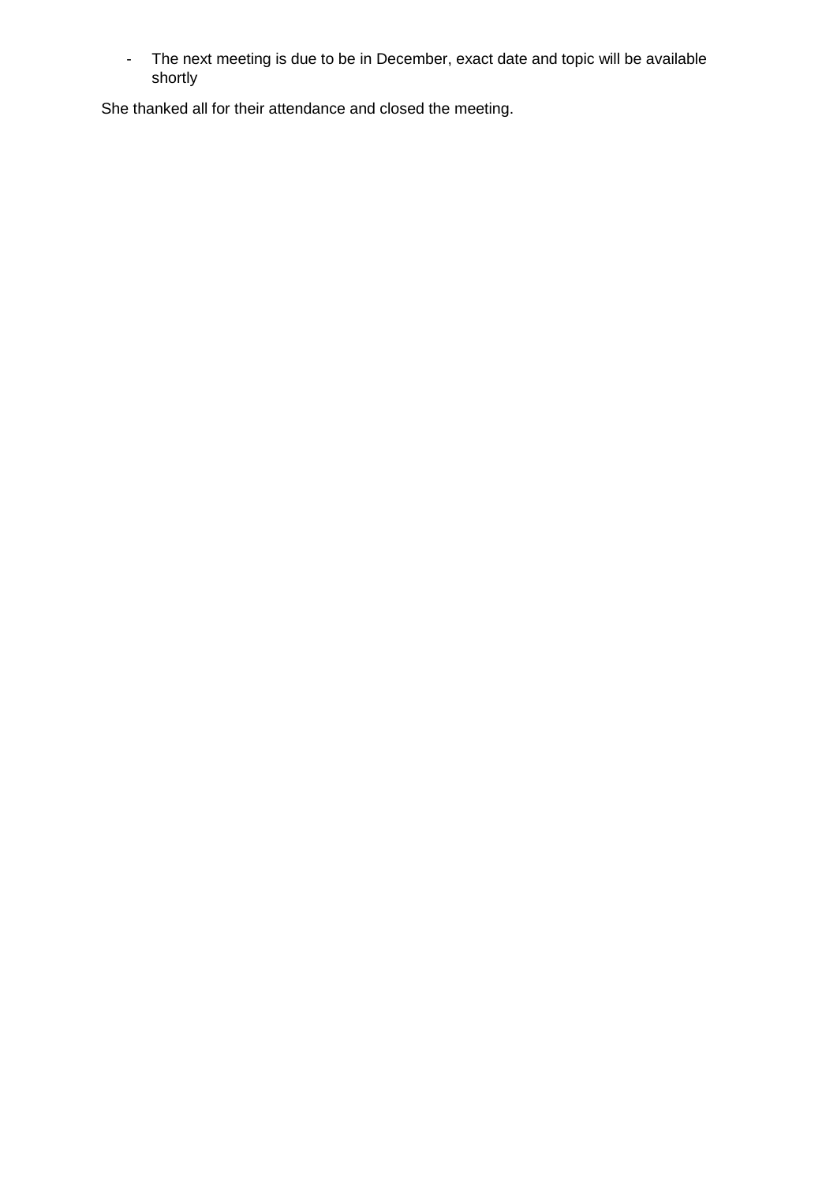- The next meeting is due to be in December, exact date and topic will be available shortly

She thanked all for their attendance and closed the meeting.